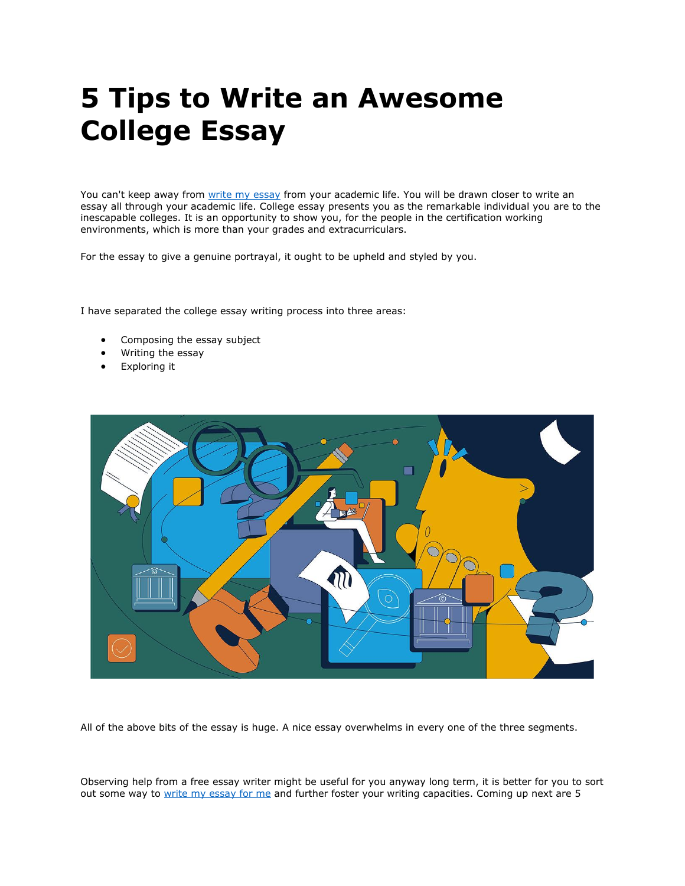# 5 Tips to Write an Awesome College Essay

You can't keep away from [write my essay]() from your academic life. You will be drawn closer to write an essay all through your academic life. College essay presents you as the remarkable individual you are to the inescapable colleges. It is an opportunity to show you, for the people in the certification working environments, which is more than your grades and extracurriculars.

For the essay to give a genuine portrayal, it ought to be upheld and styled by you.

I have separated the college essay writing process into three areas:

- Composing the essay subject
- Writing the essay
- Exploring it

All of the above bits of the essay is huge. A nice essay overwhelms in every one of the three segments.

Observing help from a free essay writer might be useful for you anyway long term, it is better for you to sort out some way to [write my essay for me]() and further foster your writing capacities. Coming up next are 5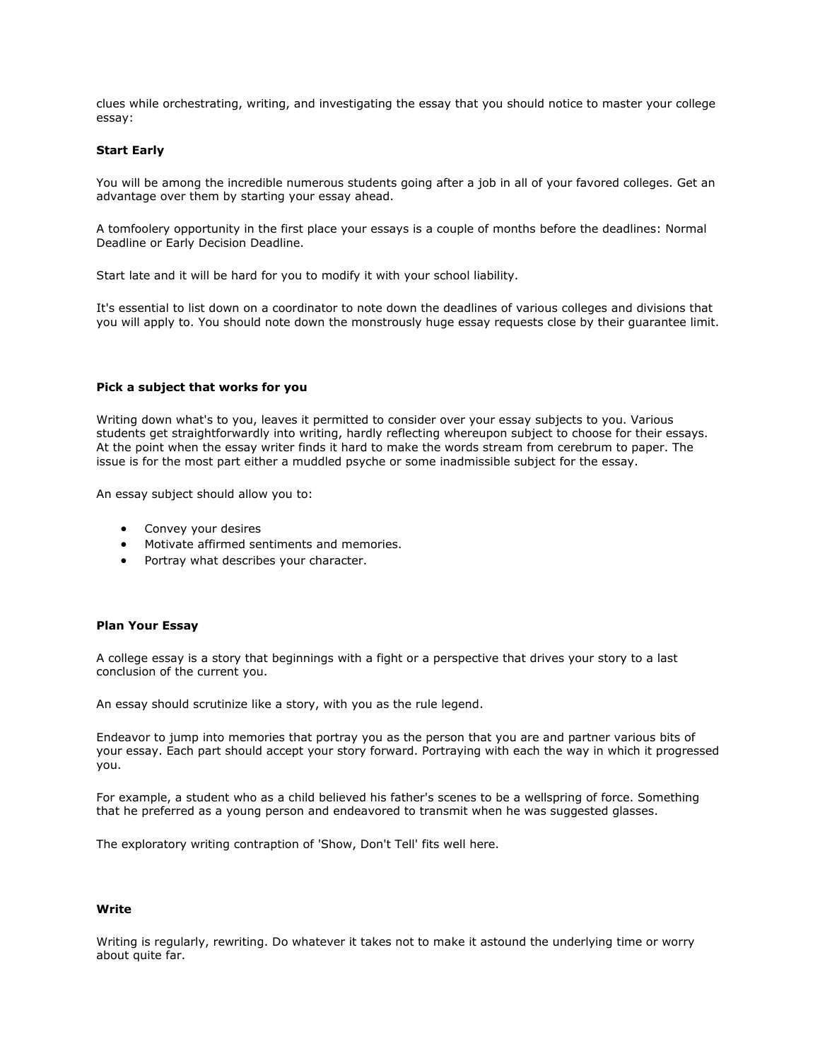clues while orchestrating, writing, and investigating the essay that you should notice to master your college essay:

**Start Early**

You will be among the incredible numerous students going after a job in all of your favored colleges. Get an advantage over them by starting your essay ahead.

A tomfoolery opportunity in the first place your essays is a couple of months before the deadlines: Normal Deadline or Early Decision Deadline.

Start late and it will be hard for you to modify it with your school liability.

It's essential to list down on a coordinator to note down the deadlines of various colleges and divisions that you will apply to. You should note down the monstrously huge essay requests close by their guarantee limit.

**Pick a subject that works for you**

Writing down what's to you, leaves it permitted to consider over your essay subjects to you. Various students get straightforwardly into writing, hardly reflecting whereupon subject to choose for their essays. At the point when the essay writer finds it hard to make the words stream from cerebrum to paper. The issue is for the most part either a muddled psyche or some inadmissible subject for the essay.

An essay subject should allow you to:

- Convey your desires
- Motivate affirmed sentiments and memories.
- Portray what describes your character.

**Plan Your Essay**

A college essay is a story that beginnings with a fight or a perspective that drives your story to a last conclusion of the current you.

An essay should scrutinize like a story, with you as the rule legend.

Endeavor to jump into memories that portray you as the person that you are and partner various bits of your essay. Each part should accept your story forward. Portraying with each the way in which it progressed you.

For example, a student who as a child believed his father's scenes to be a wellspring of force. Something that he preferred as a young person and endeavored to transmit when he was suggested glasses.

The exploratory writing contraption of 'Show, Don't Tell' fits well here.

**Write**

Writing is regularly, rewriting. Do whatever it takes not to make it astound the underlying time or worry about quite far.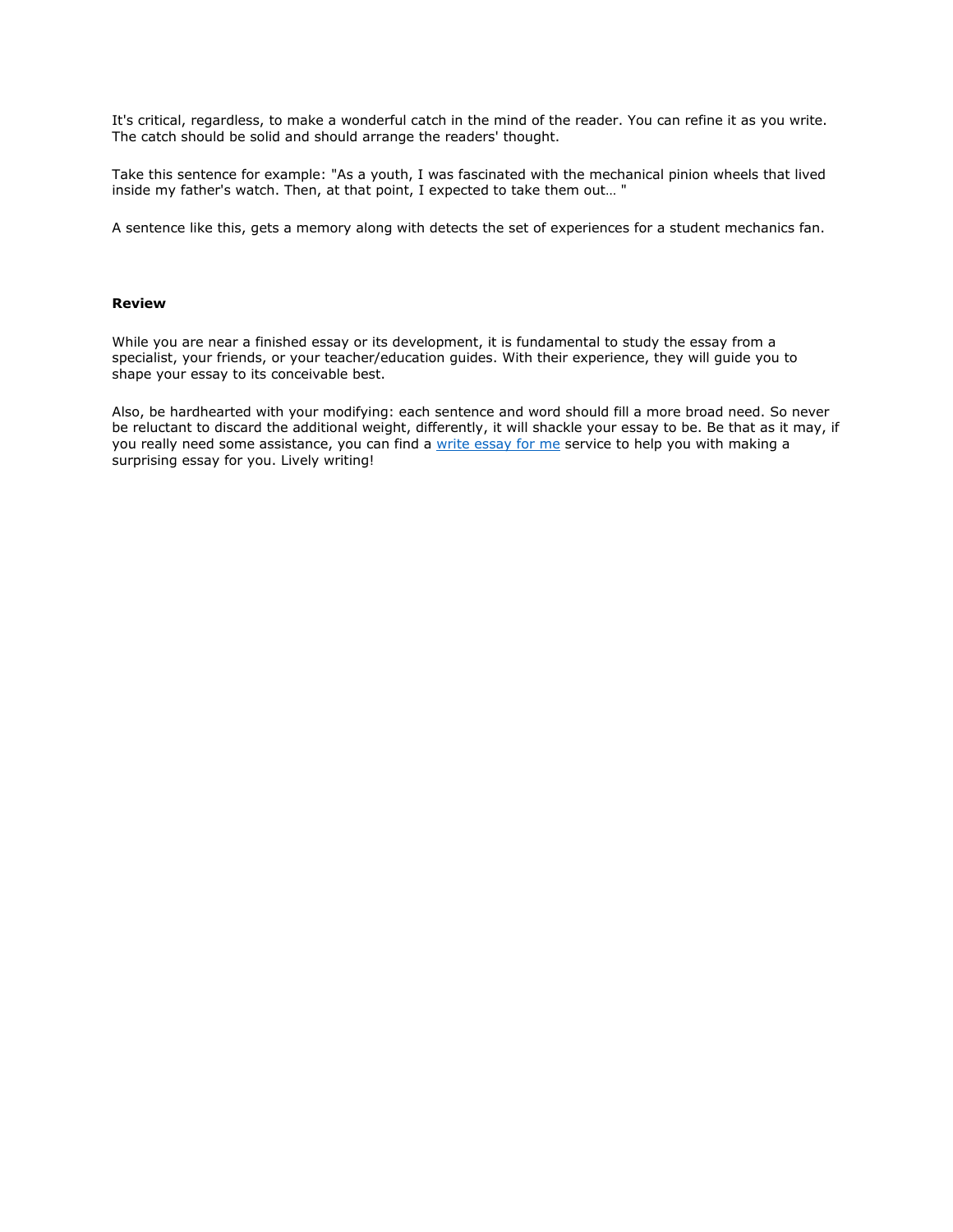It's critical, regardless, to make a wonderful catch in the mind of the reader. You can refine it as you write. The catch should be solid and should arrange the readers' thought.

Take this sentence for example: "As a youth, I was fascinated with the mechanical pinion wheels that lived inside my father's watch. Then, at that point, I expected to take them out… "

A sentence like this, gets a memory along with detects the set of experiences for a student mechanics fan.

**Review**

While you are near a finished essay or its development, it is fundamental to study the essay from a specialist, your friends, or your teacher/education guides. With their experience, they will guide you to shape your essay to its conceivable best.

Also, be hardhearted with your modifying: each sentence and word should fill a more broad need. So never be reluctant to discard the additional weight, differently, it will shackle your essay to be. Be that as it may, if you really need some assistance, you can find a write essay for me service to help you with making a surprising essay for you. Lively writing!